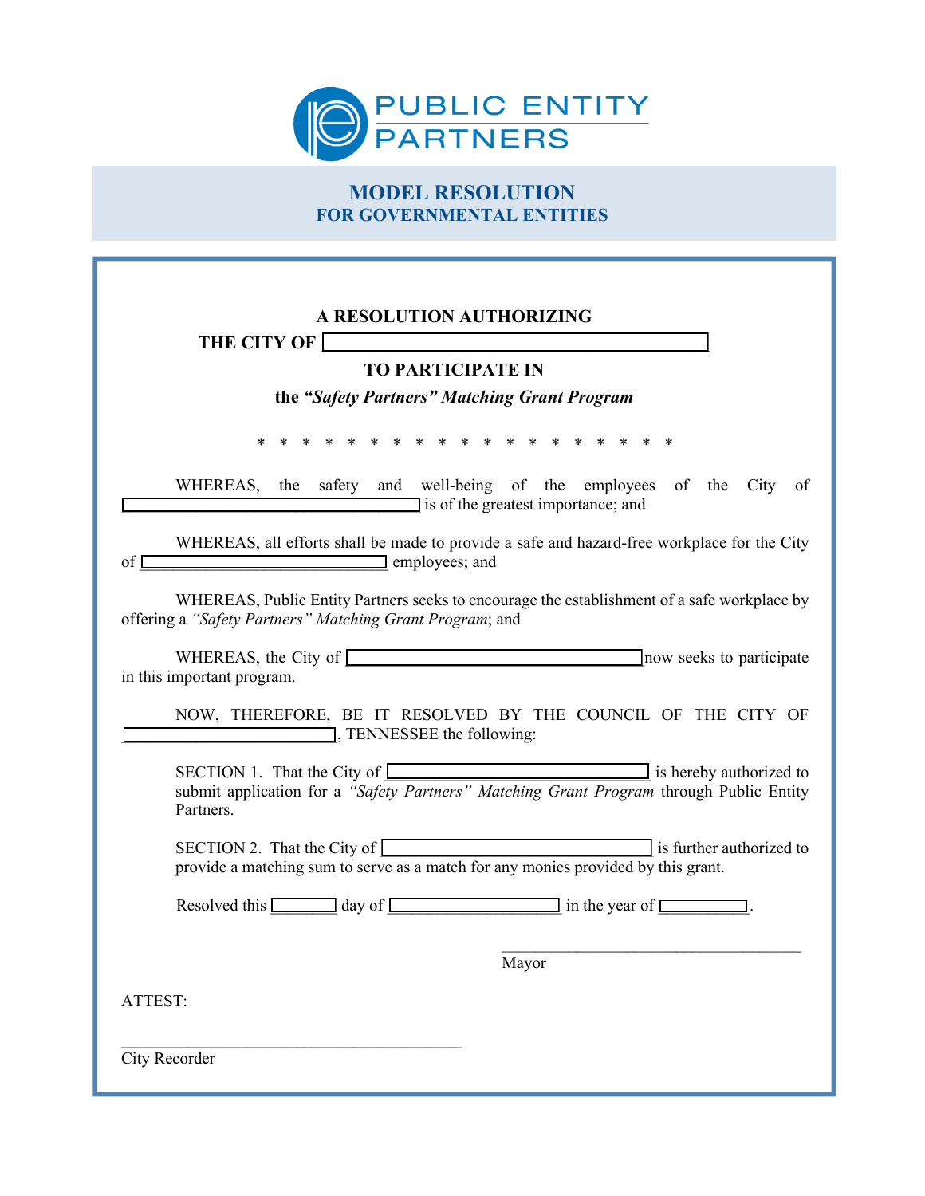PUBLIC ENTITY PARTNERS

# MODEL RESOLUTION
## FOR GOVERNMENTAL ENTITIES

**A RESOLUTION AUTHORIZING**
**THE CITY OF \_\_\_\_\_\_\_\_\_\_\_\_\_\_\_\_\_\_\_\_\_\_\_\_\_\_\_\_\_\_\_\_**
**TO PARTICIPATE IN**
**the *"Safety Partners" Matching Grant Program***

\* \* \* \* \* \* \* \* \* \* \* \* \* \* \* \* \* \* \* \*

WHEREAS, the safety and well-being of the employees of the City of \_\_\_\_\_\_\_\_\_\_\_\_\_\_\_\_\_\_\_\_\_\_\_\_ is of the greatest importance; and

WHEREAS, all efforts shall be made to provide a safe and hazard-free workplace for the City of \_\_\_\_\_\_\_\_\_\_\_\_\_\_\_\_\_\_\_\_\_\_\_\_ employees; and

WHEREAS, Public Entity Partners seeks to encourage the establishment of a safe workplace by offering a *"Safety Partners" Matching Grant Program*; and

WHEREAS, the City of \_\_\_\_\_\_\_\_\_\_\_\_\_\_\_\_\_\_\_\_\_\_\_\_ now seeks to participate in this important program.

NOW, THEREFORE, BE IT RESOLVED BY THE COUNCIL OF THE CITY OF \_\_\_\_\_\_\_\_\_\_\_\_\_\_\_\_\_\_\_\_\_\_\_\_, TENNESSEE the following:

SECTION 1. That the City of \_\_\_\_\_\_\_\_\_\_\_\_\_\_\_\_\_\_\_\_\_\_\_\_ is hereby authorized to submit application for a *"Safety Partners" Matching Grant Program* through Public Entity Partners.

SECTION 2. That the City of \_\_\_\_\_\_\_\_\_\_\_\_\_\_\_\_\_\_\_\_\_\_\_\_ is further authorized to provide a matching sum to serve as a match for any monies provided by this grant.

Resolved this \_\_\_\_\_\_ day of \_\_\_\_\_\_\_\_\_\_\_\_\_\_\_\_ in the year of \_\_\_\_\_\_\_\_.

\_\_\_\_\_\_\_\_\_\_\_\_\_\_\_\_\_\_\_\_\_\_\_\_\_\_\_\_\_\_\_\_
Mayor

ATTEST:

\_\_\_\_\_\_\_\_\_\_\_\_\_\_\_\_\_\_\_\_\_\_\_\_\_\_\_\_\_\_\_\_
City Recorder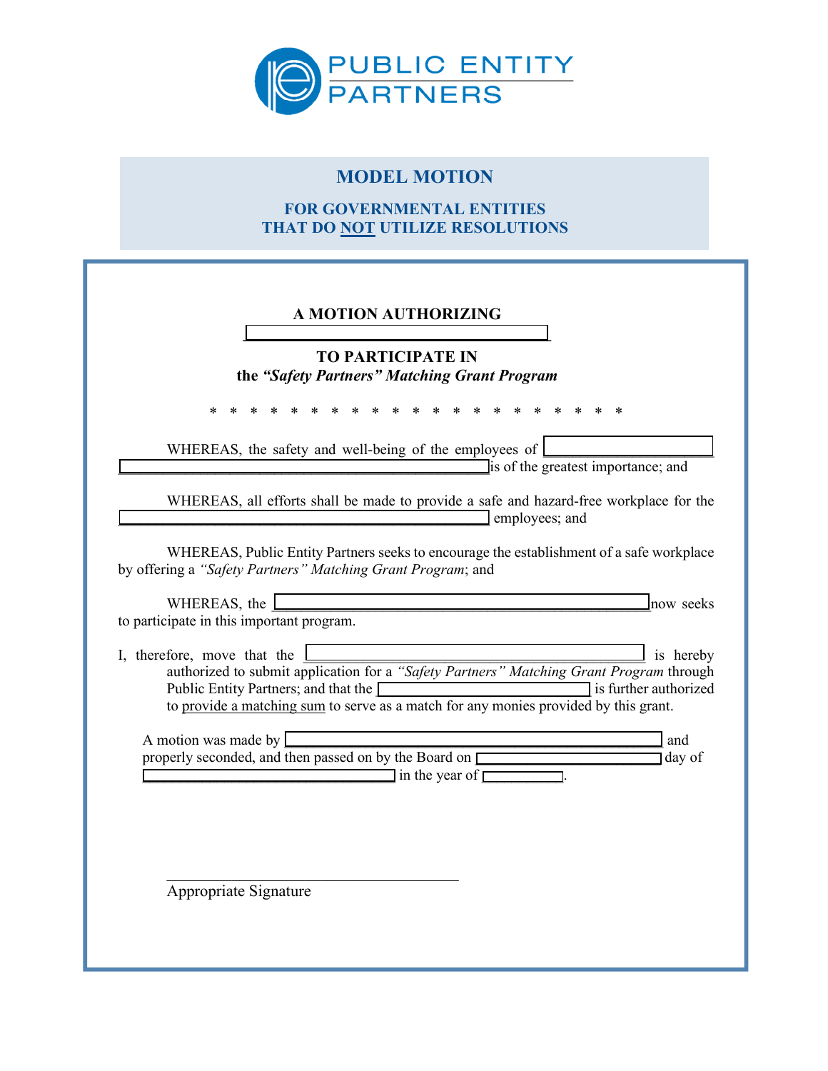PUBLIC ENTITY PARTNERS

## MODEL MOTION

### FOR GOVERNMENTAL ENTITIES THAT DO NOT UTILIZE RESOLUTIONS

**A MOTION AUTHORIZING**

**______________________________**

**TO PARTICIPATE IN**
**the *"Safety Partners" Matching Grant Program***

\* \* \* \* \* \* \* \* \* \* \* \* \* \* \* \* \* \* \* \* \* \*

WHEREAS, the safety and well-being of the employees of ______________________ ______________________________ is of the greatest importance; and

WHEREAS, all efforts shall be made to provide a safe and hazard-free workplace for the ______________________________ employees; and

WHEREAS, Public Entity Partners seeks to encourage the establishment of a safe workplace by offering a *"Safety Partners" Matching Grant Program*; and

WHEREAS, the ______________________________ now seeks to participate in this important program.

I, therefore, move that the ______________________________ is hereby authorized to submit application for a *"Safety Partners" Matching Grant Program* through Public Entity Partners; and that the ______________________ is further authorized to provide a matching sum to serve as a match for any monies provided by this grant.

A motion was made by ______________________________ and properly seconded, and then passed on by the Board on ______________ day of ______________________ in the year of __________.

______________________________
Appropriate Signature